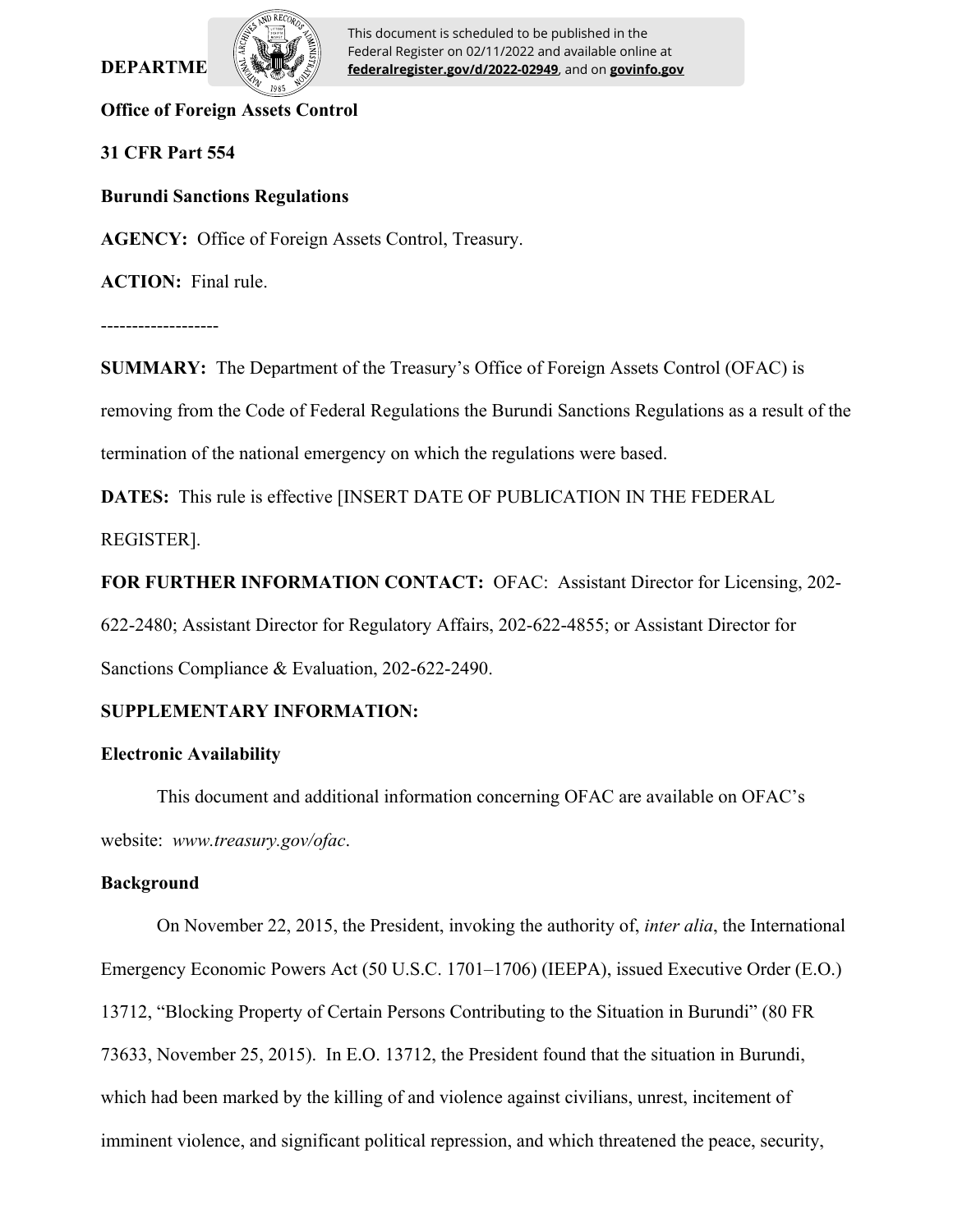**DEPARTMENT OF THE TREASURY**

**Office of Foreign Assets Control**

**31 CFR Part 554**

**Burundi Sanctions Regulations**

**AGENCY:** Office of Foreign Assets Control, Treasury.

**ACTION:** Final rule.

-------------------

**SUMMARY:** The Department of the Treasury's Office of Foreign Assets Control (OFAC) is removing from the Code of Federal Regulations the Burundi Sanctions Regulations as a result of the termination of the national emergency on which the regulations were based.

**DATES:** This rule is effective [INSERT DATE OF PUBLICATION IN THE FEDERAL REGISTER].

**FOR FURTHER INFORMATION CONTACT:** OFAC: Assistant Director for Licensing, 202-622-2480; Assistant Director for Regulatory Affairs, 202-622-4855; or Assistant Director for Sanctions Compliance & Evaluation, 202-622-2490.

**SUPPLEMENTARY INFORMATION:**

**Electronic Availability**

This document and additional information concerning OFAC are available on OFAC's website: *www.treasury.gov/ofac*.

**Background**

On November 22, 2015, the President, invoking the authority of, *inter alia*, the International Emergency Economic Powers Act (50 U.S.C. 1701–1706) (IEEPA), issued Executive Order (E.O.) 13712, "Blocking Property of Certain Persons Contributing to the Situation in Burundi" (80 FR 73633, November 25, 2015). In E.O. 13712, the President found that the situation in Burundi, which had been marked by the killing of and violence against civilians, unrest, incitement of imminent violence, and significant political repression, and which threatened the peace, security,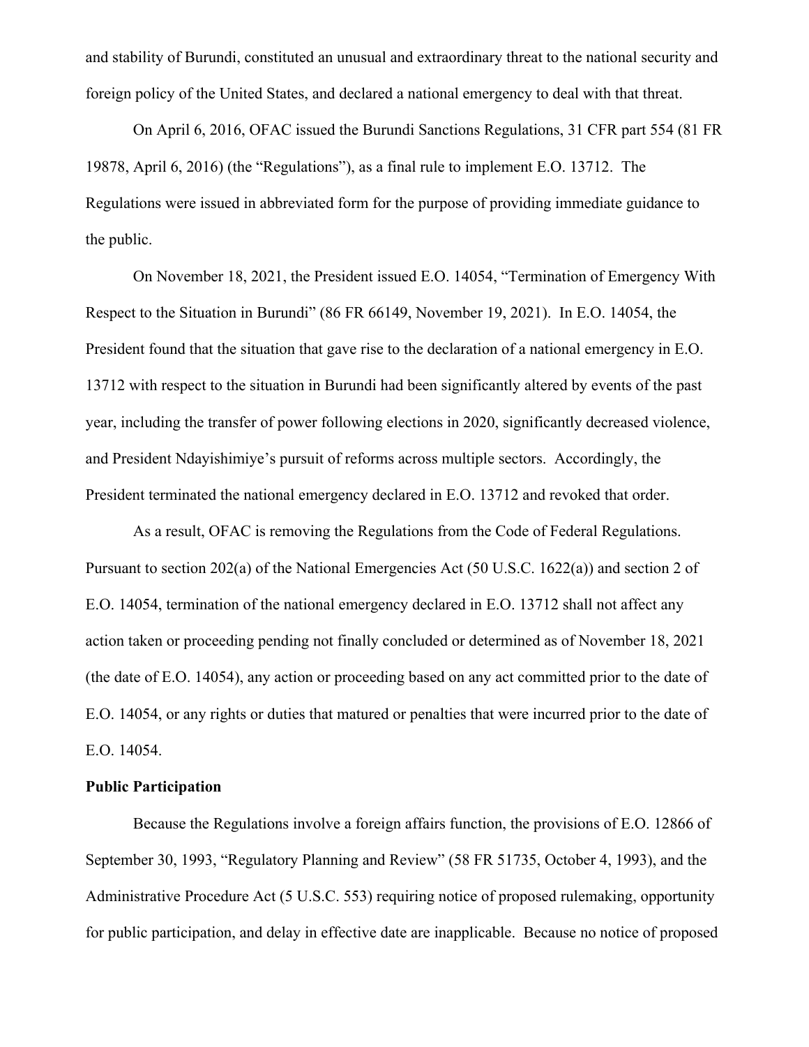and stability of Burundi, constituted an unusual and extraordinary threat to the national security and foreign policy of the United States, and declared a national emergency to deal with that threat.

On April 6, 2016, OFAC issued the Burundi Sanctions Regulations, 31 CFR part 554 (81 FR 19878, April 6, 2016) (the "Regulations"), as a final rule to implement E.O. 13712. The Regulations were issued in abbreviated form for the purpose of providing immediate guidance to the public.

On November 18, 2021, the President issued E.O. 14054, "Termination of Emergency With Respect to the Situation in Burundi" (86 FR 66149, November 19, 2021). In E.O. 14054, the President found that the situation that gave rise to the declaration of a national emergency in E.O. 13712 with respect to the situation in Burundi had been significantly altered by events of the past year, including the transfer of power following elections in 2020, significantly decreased violence, and President Ndayishimiye's pursuit of reforms across multiple sectors. Accordingly, the President terminated the national emergency declared in E.O. 13712 and revoked that order.

As a result, OFAC is removing the Regulations from the Code of Federal Regulations. Pursuant to section 202(a) of the National Emergencies Act (50 U.S.C. 1622(a)) and section 2 of E.O. 14054, termination of the national emergency declared in E.O. 13712 shall not affect any action taken or proceeding pending not finally concluded or determined as of November 18, 2021 (the date of E.O. 14054), any action or proceeding based on any act committed prior to the date of E.O. 14054, or any rights or duties that matured or penalties that were incurred prior to the date of E.O. 14054.

**Public Participation**

Because the Regulations involve a foreign affairs function, the provisions of E.O. 12866 of September 30, 1993, "Regulatory Planning and Review" (58 FR 51735, October 4, 1993), and the Administrative Procedure Act (5 U.S.C. 553) requiring notice of proposed rulemaking, opportunity for public participation, and delay in effective date are inapplicable. Because no notice of proposed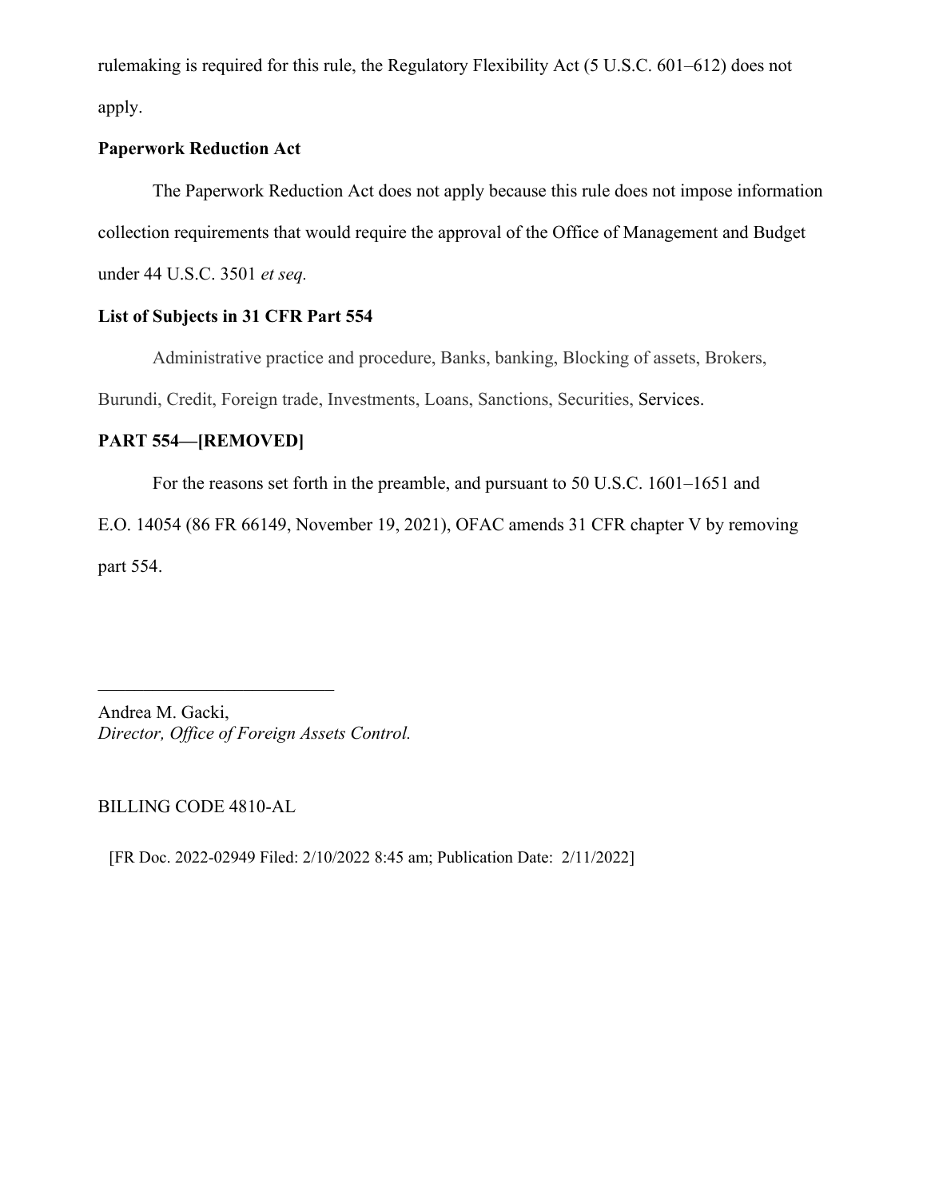rulemaking is required for this rule, the Regulatory Flexibility Act (5 U.S.C. 601–612) does not apply.

**Paperwork Reduction Act**

The Paperwork Reduction Act does not apply because this rule does not impose information collection requirements that would require the approval of the Office of Management and Budget under 44 U.S.C. 3501 *et seq.*

**List of Subjects in 31 CFR Part 554**

Administrative practice and procedure, Banks, banking, Blocking of assets, Brokers, Burundi, Credit, Foreign trade, Investments, Loans, Sanctions, Securities, Services.

**PART 554—[REMOVED]**

For the reasons set forth in the preamble, and pursuant to 50 U.S.C. 1601–1651 and E.O. 14054 (86 FR 66149, November 19, 2021), OFAC amends 31 CFR chapter V by removing part 554.

Andrea M. Gacki,
*Director, Office of Foreign Assets Control.*

BILLING CODE 4810-AL

[FR Doc. 2022-02949 Filed: 2/10/2022 8:45 am; Publication Date: 2/11/2022]